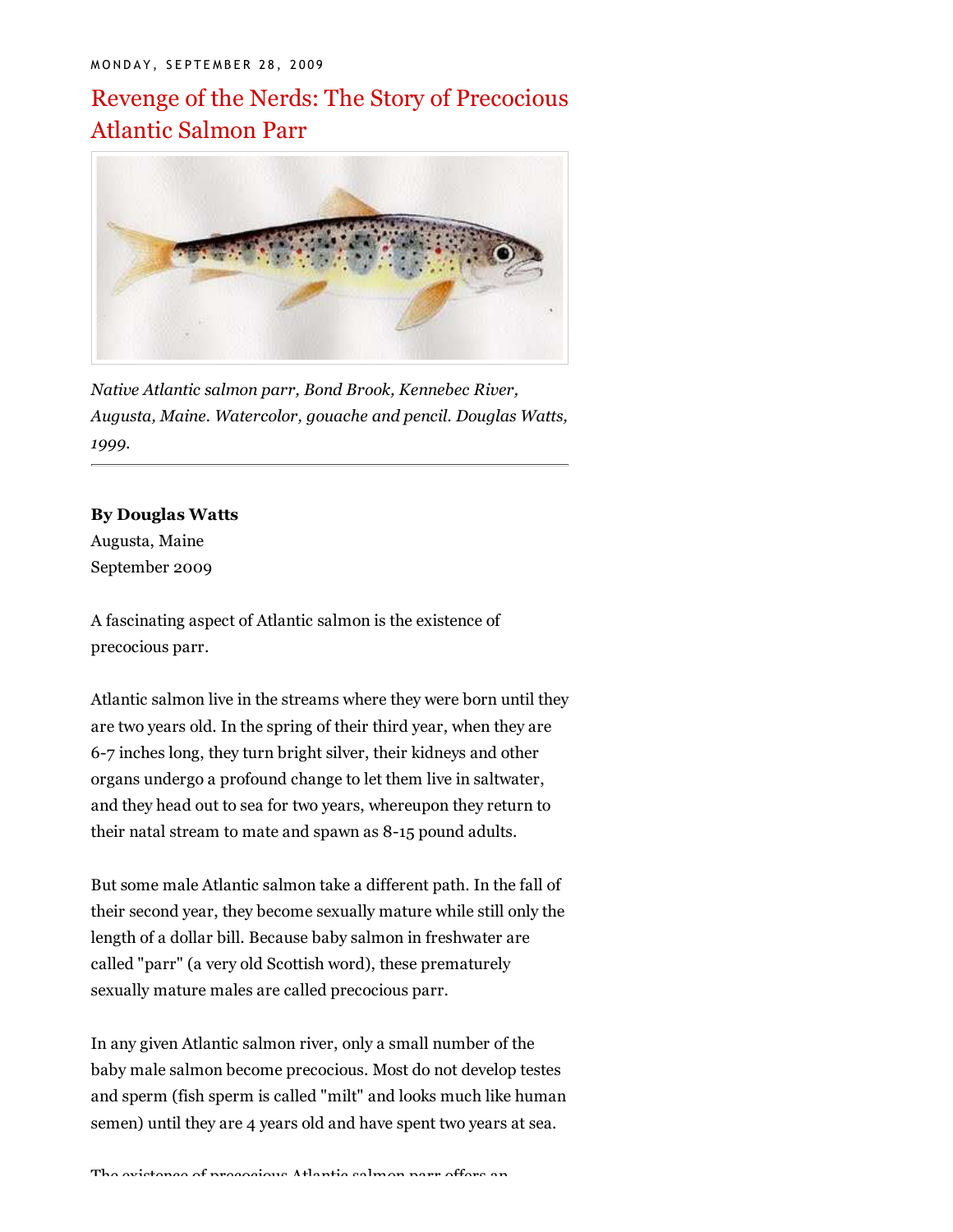MONDAY, SEPTEMBER 28, 2009

# Revenge of the Nerds: The Story of Precocious Atlantic Salmon Parr

*Native Atlantic salmon parr, Bond Brook, Kennebec River, Augusta, Maine. Watercolor, gouache and pencil. Douglas Watts, 1999.*

---

**By Douglas Watts**
Augusta, Maine
September 2009

A fascinating aspect of Atlantic salmon is the existence of precocious parr.

Atlantic salmon live in the streams where they were born until they are two years old. In the spring of their third year, when they are 6-7 inches long, they turn bright silver, their kidneys and other organs undergo a profound change to let them live in saltwater, and they head out to sea for two years, whereupon they return to their natal stream to mate and spawn as 8-15 pound adults.

But some male Atlantic salmon take a different path. In the fall of their second year, they become sexually mature while still only the length of a dollar bill. Because baby salmon in freshwater are called "parr" (a very old Scottish word), these prematurely sexually mature males are called precocious parr.

In any given Atlantic salmon river, only a small number of the baby male salmon become precocious. Most do not develop testes and sperm (fish sperm is called "milt" and looks much like human semen) until they are 4 years old and have spent two years at sea.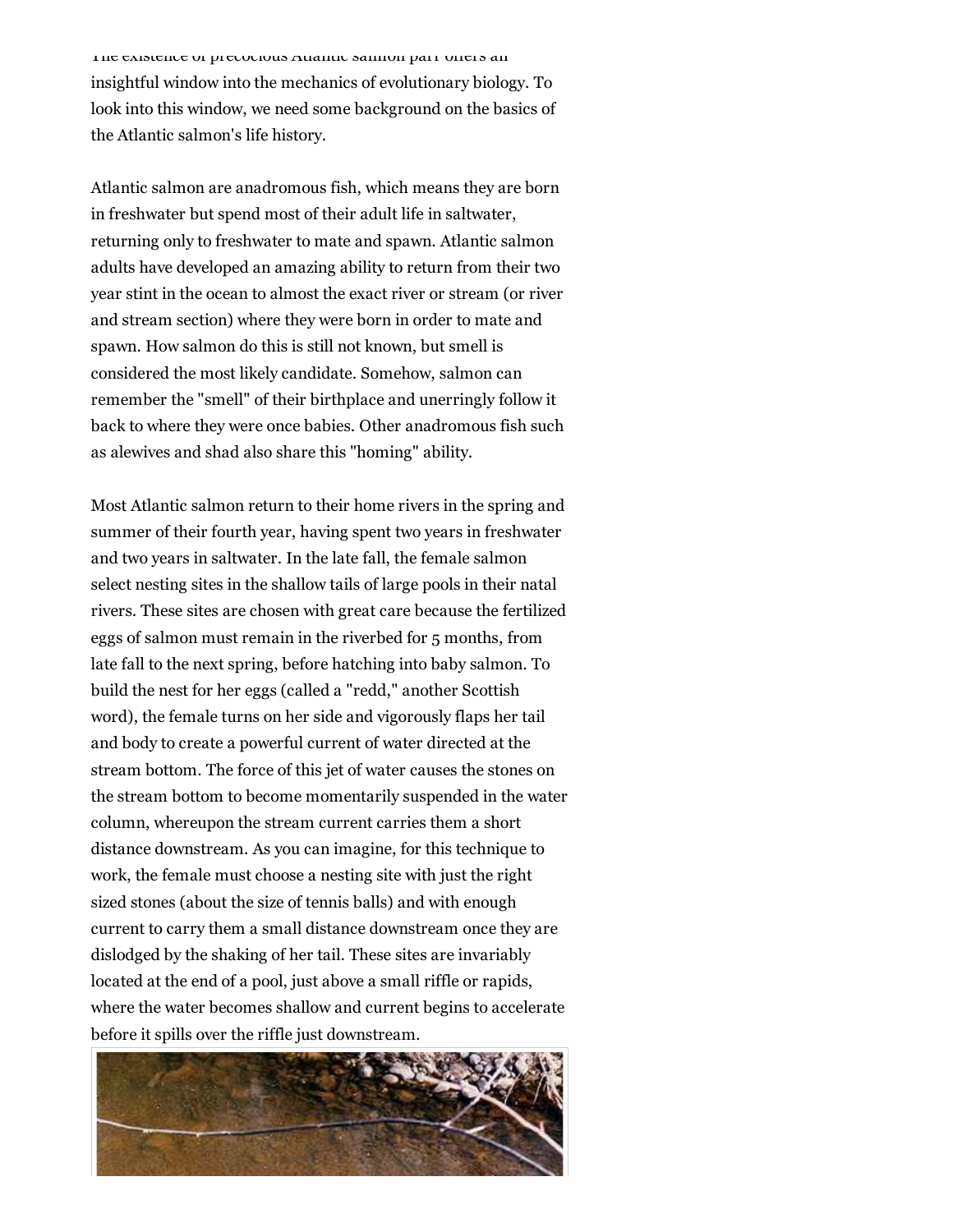The existence of precocious Atlantic salmon parr offers an insightful window into the mechanics of evolutionary biology. To look into this window, we need some background on the basics of the Atlantic salmon's life history.

Atlantic salmon are anadromous fish, which means they are born in freshwater but spend most of their adult life in saltwater, returning only to freshwater to mate and spawn. Atlantic salmon adults have developed an amazing ability to return from their two year stint in the ocean to almost the exact river or stream (or river and stream section) where they were born in order to mate and spawn. How salmon do this is still not known, but smell is considered the most likely candidate. Somehow, salmon can remember the "smell" of their birthplace and unerringly follow it back to where they were once babies. Other anadromous fish such as alewives and shad also share this "homing" ability.

Most Atlantic salmon return to their home rivers in the spring and summer of their fourth year, having spent two years in freshwater and two years in saltwater. In the late fall, the female salmon select nesting sites in the shallow tails of large pools in their natal rivers. These sites are chosen with great care because the fertilized eggs of salmon must remain in the riverbed for 5 months, from late fall to the next spring, before hatching into baby salmon. To build the nest for her eggs (called a "redd," another Scottish word), the female turns on her side and vigorously flaps her tail and body to create a powerful current of water directed at the stream bottom. The force of this jet of water causes the stones on the stream bottom to become momentarily suspended in the water column, whereupon the stream current carries them a short distance downstream. As you can imagine, for this technique to work, the female must choose a nesting site with just the right sized stones (about the size of tennis balls) and with enough current to carry them a small distance downstream once they are dislodged by the shaking of her tail. These sites are invariably located at the end of a pool, just above a small riffle or rapids, where the water becomes shallow and current begins to accelerate before it spills over the riffle just downstream.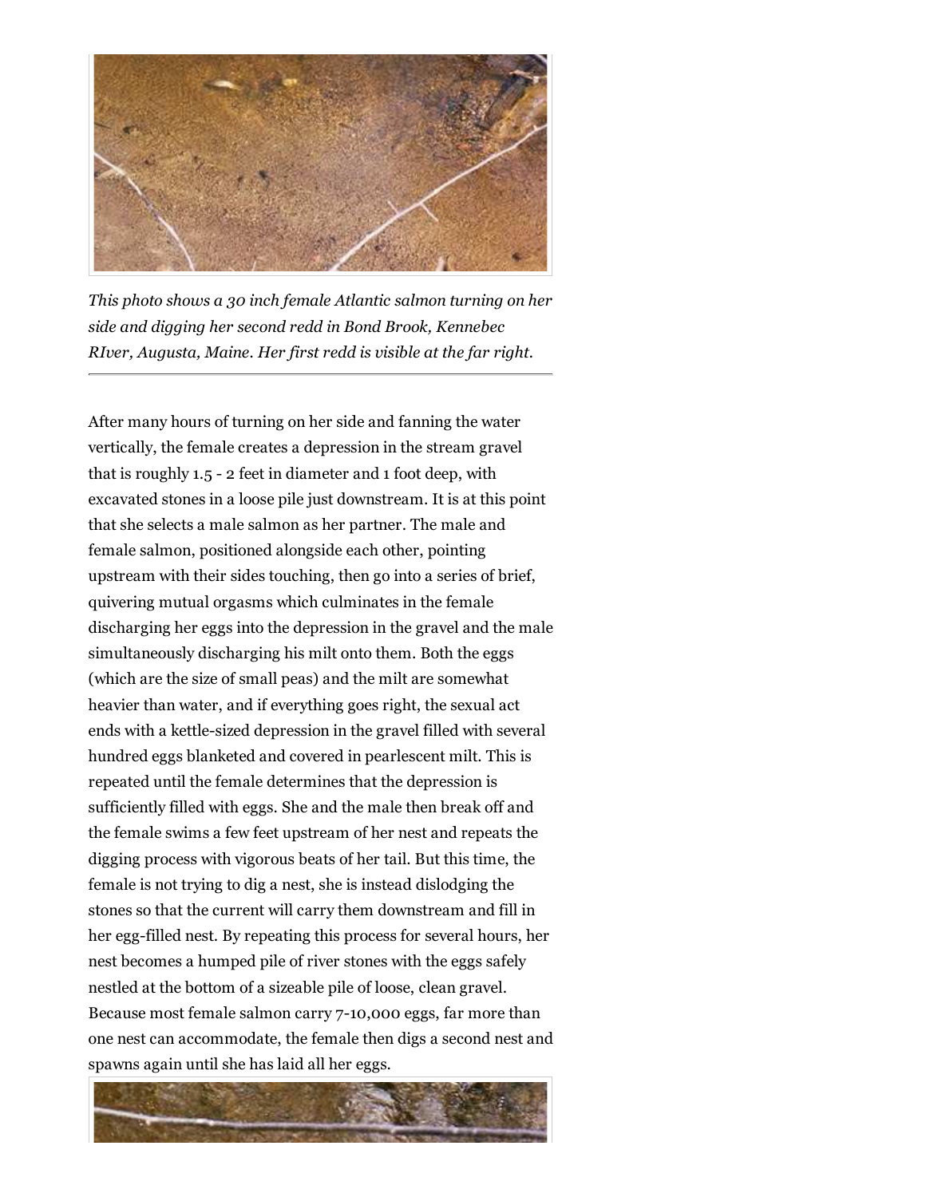*This photo shows a 30 inch female Atlantic salmon turning on her side and digging her second redd in Bond Brook, Kennebec RIver, Augusta, Maine. Her first redd is visible at the far right.*

After many hours of turning on her side and fanning the water vertically, the female creates a depression in the stream gravel that is roughly 1.5 - 2 feet in diameter and 1 foot deep, with excavated stones in a loose pile just downstream. It is at this point that she selects a male salmon as her partner. The male and female salmon, positioned alongside each other, pointing upstream with their sides touching, then go into a series of brief, quivering mutual orgasms which culminates in the female discharging her eggs into the depression in the gravel and the male simultaneously discharging his milt onto them. Both the eggs (which are the size of small peas) and the milt are somewhat heavier than water, and if everything goes right, the sexual act ends with a kettle-sized depression in the gravel filled with several hundred eggs blanketed and covered in pearlescent milt. This is repeated until the female determines that the depression is sufficiently filled with eggs. She and the male then break off and the female swims a few feet upstream of her nest and repeats the digging process with vigorous beats of her tail. But this time, the female is not trying to dig a nest, she is instead dislodging the stones so that the current will carry them downstream and fill in her egg-filled nest. By repeating this process for several hours, her nest becomes a humped pile of river stones with the eggs safely nestled at the bottom of a sizeable pile of loose, clean gravel. Because most female salmon carry 7-10,000 eggs, far more than one nest can accommodate, the female then digs a second nest and spawns again until she has laid all her eggs.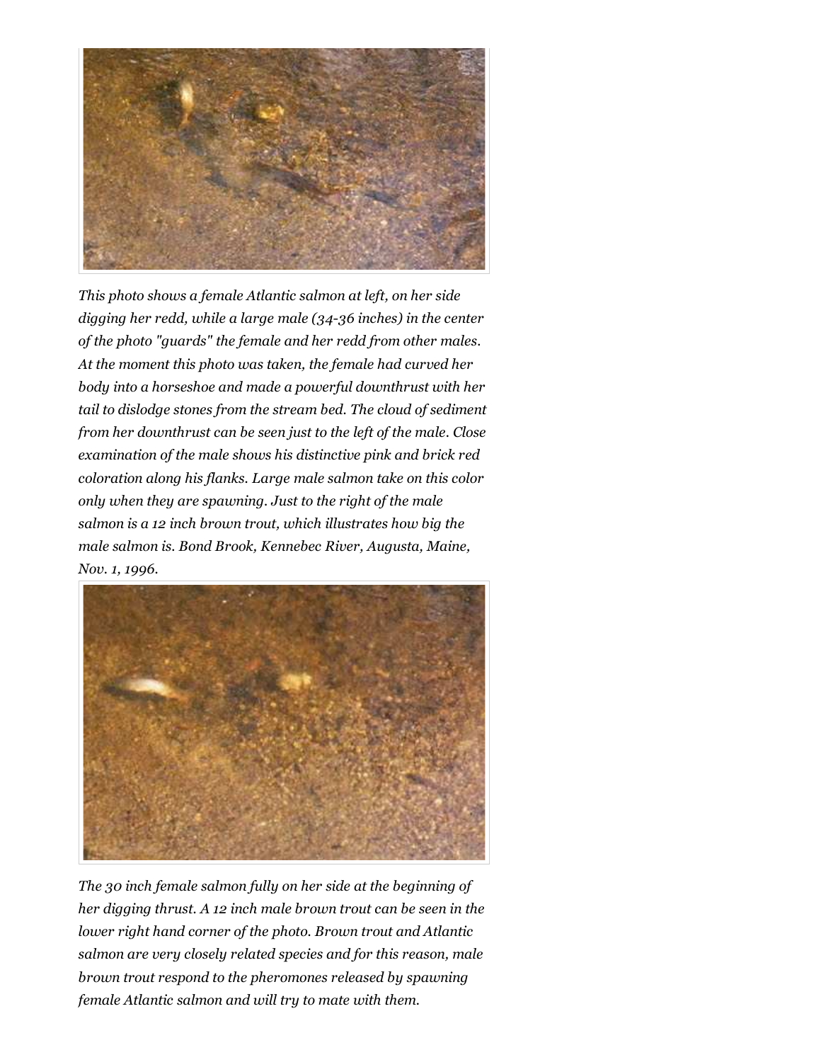*This photo shows a female Atlantic salmon at left, on her side digging her redd, while a large male (34-36 inches) in the center of the photo "guards" the female and her redd from other males. At the moment this photo was taken, the female had curved her body into a horseshoe and made a powerful downthrust with her tail to dislodge stones from the stream bed. The cloud of sediment from her downthrust can be seen just to the left of the male. Close examination of the male shows his distinctive pink and brick red coloration along his flanks. Large male salmon take on this color only when they are spawning. Just to the right of the male salmon is a 12 inch brown trout, which illustrates how big the male salmon is. Bond Brook, Kennebec River, Augusta, Maine, Nov. 1, 1996.*

*The 30 inch female salmon fully on her side at the beginning of her digging thrust. A 12 inch male brown trout can be seen in the lower right hand corner of the photo. Brown trout and Atlantic salmon are very closely related species and for this reason, male brown trout respond to the pheromones released by spawning female Atlantic salmon and will try to mate with them.*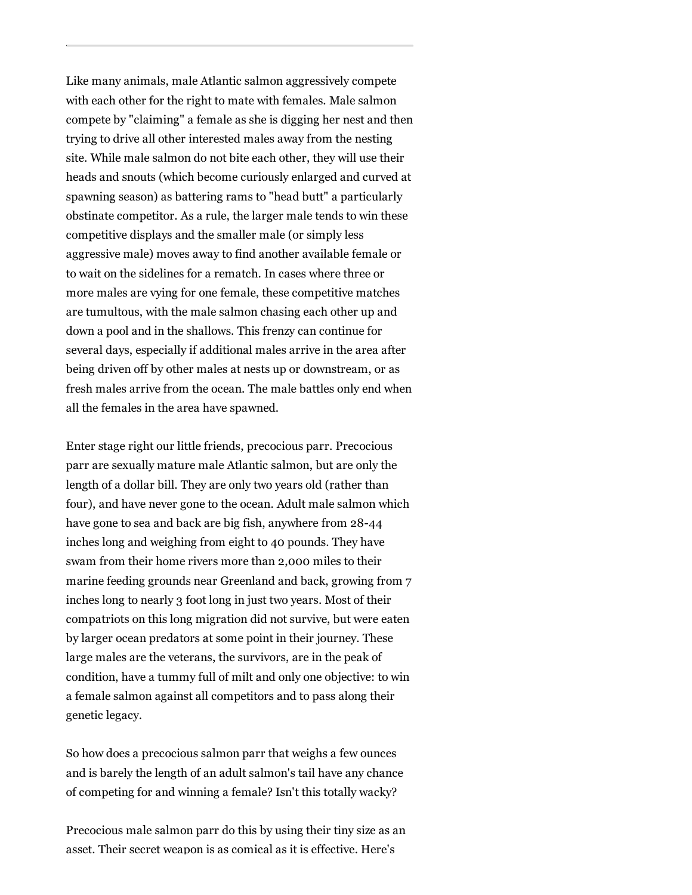---

Like many animals, male Atlantic salmon aggressively compete with each other for the right to mate with females. Male salmon compete by "claiming" a female as she is digging her nest and then trying to drive all other interested males away from the nesting site. While male salmon do not bite each other, they will use their heads and snouts (which become curiously enlarged and curved at spawning season) as battering rams to "head butt" a particularly obstinate competitor. As a rule, the larger male tends to win these competitive displays and the smaller male (or simply less aggressive male) moves away to find another available female or to wait on the sidelines for a rematch. In cases where three or more males are vying for one female, these competitive matches are tumultous, with the male salmon chasing each other up and down a pool and in the shallows. This frenzy can continue for several days, especially if additional males arrive in the area after being driven off by other males at nests up or downstream, or as fresh males arrive from the ocean. The male battles only end when all the females in the area have spawned.

Enter stage right our little friends, precocious parr. Precocious parr are sexually mature male Atlantic salmon, but are only the length of a dollar bill. They are only two years old (rather than four), and have never gone to the ocean. Adult male salmon which have gone to sea and back are big fish, anywhere from 28-44 inches long and weighing from eight to 40 pounds. They have swam from their home rivers more than 2,000 miles to their marine feeding grounds near Greenland and back, growing from 7 inches long to nearly 3 foot long in just two years. Most of their compatriots on this long migration did not survive, but were eaten by larger ocean predators at some point in their journey. These large males are the veterans, the survivors, are in the peak of condition, have a tummy full of milt and only one objective: to win a female salmon against all competitors and to pass along their genetic legacy.

So how does a precocious salmon parr that weighs a few ounces and is barely the length of an adult salmon's tail have any chance of competing for and winning a female? Isn't this totally wacky?

Precocious male salmon parr do this by using their tiny size as an asset. Their secret weapon is as comical as it is effective. Here's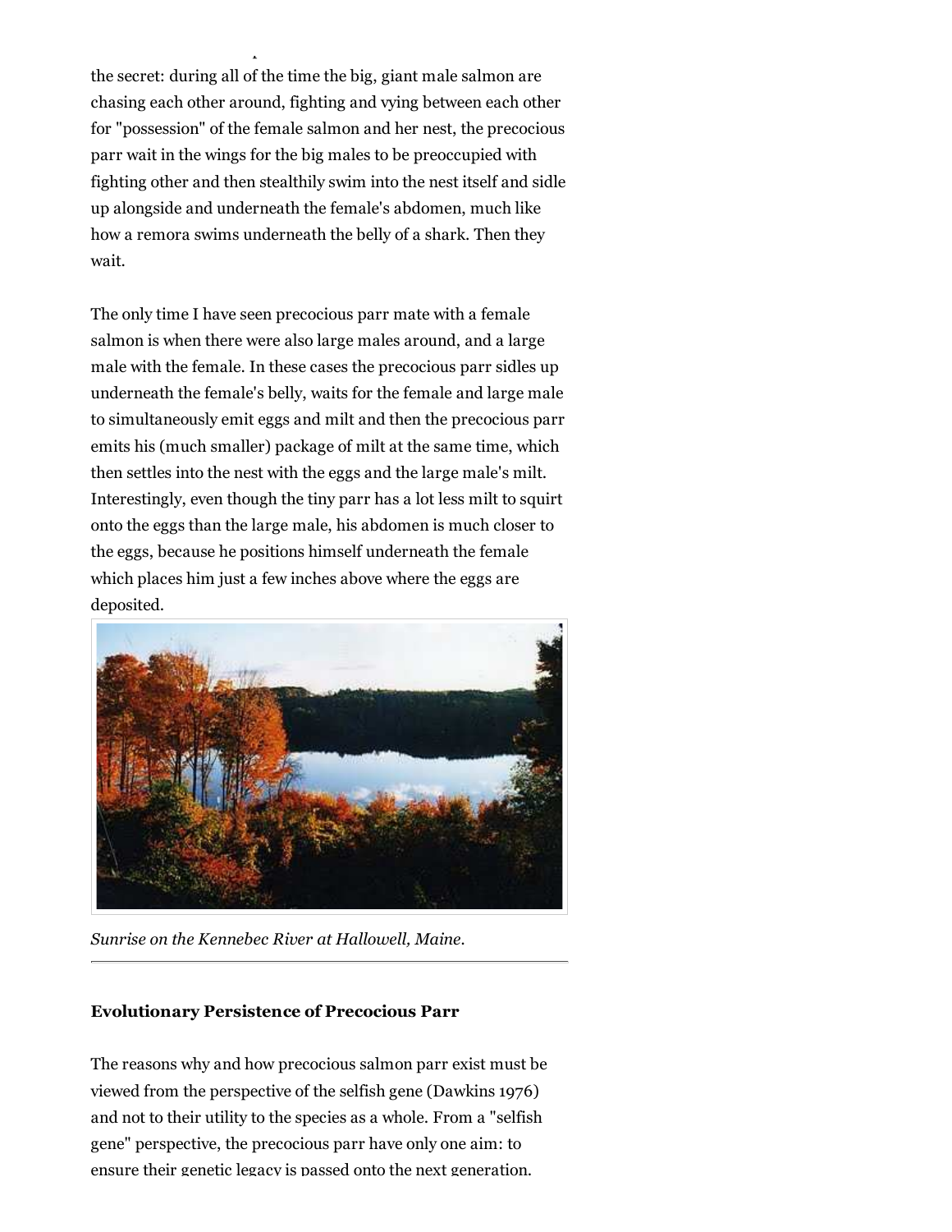the secret: during all of the time the big, giant male salmon are chasing each other around, fighting and vying between each other for "possession" of the female salmon and her nest, the precocious parr wait in the wings for the big males to be preoccupied with fighting other and then stealthily swim into the nest itself and sidle up alongside and underneath the female's abdomen, much like how a remora swims underneath the belly of a shark. Then they wait.

The only time I have seen precocious parr mate with a female salmon is when there were also large males around, and a large male with the female. In these cases the precocious parr sidles up underneath the female's belly, waits for the female and large male to simultaneously emit eggs and milt and then the precocious parr emits his (much smaller) package of milt at the same time, which then settles into the nest with the eggs and the large male's milt. Interestingly, even though the tiny parr has a lot less milt to squirt onto the eggs than the large male, his abdomen is much closer to the eggs, because he positions himself underneath the female which places him just a few inches above where the eggs are deposited.

*Sunrise on the Kennebec River at Hallowell, Maine.*

---

**Evolutionary Persistence of Precocious Parr**

The reasons why and how precocious salmon parr exist must be viewed from the perspective of the selfish gene (Dawkins 1976) and not to their utility to the species as a whole. From a "selfish gene" perspective, the precocious parr have only one aim: to ensure their genetic legacy is passed onto the next generation.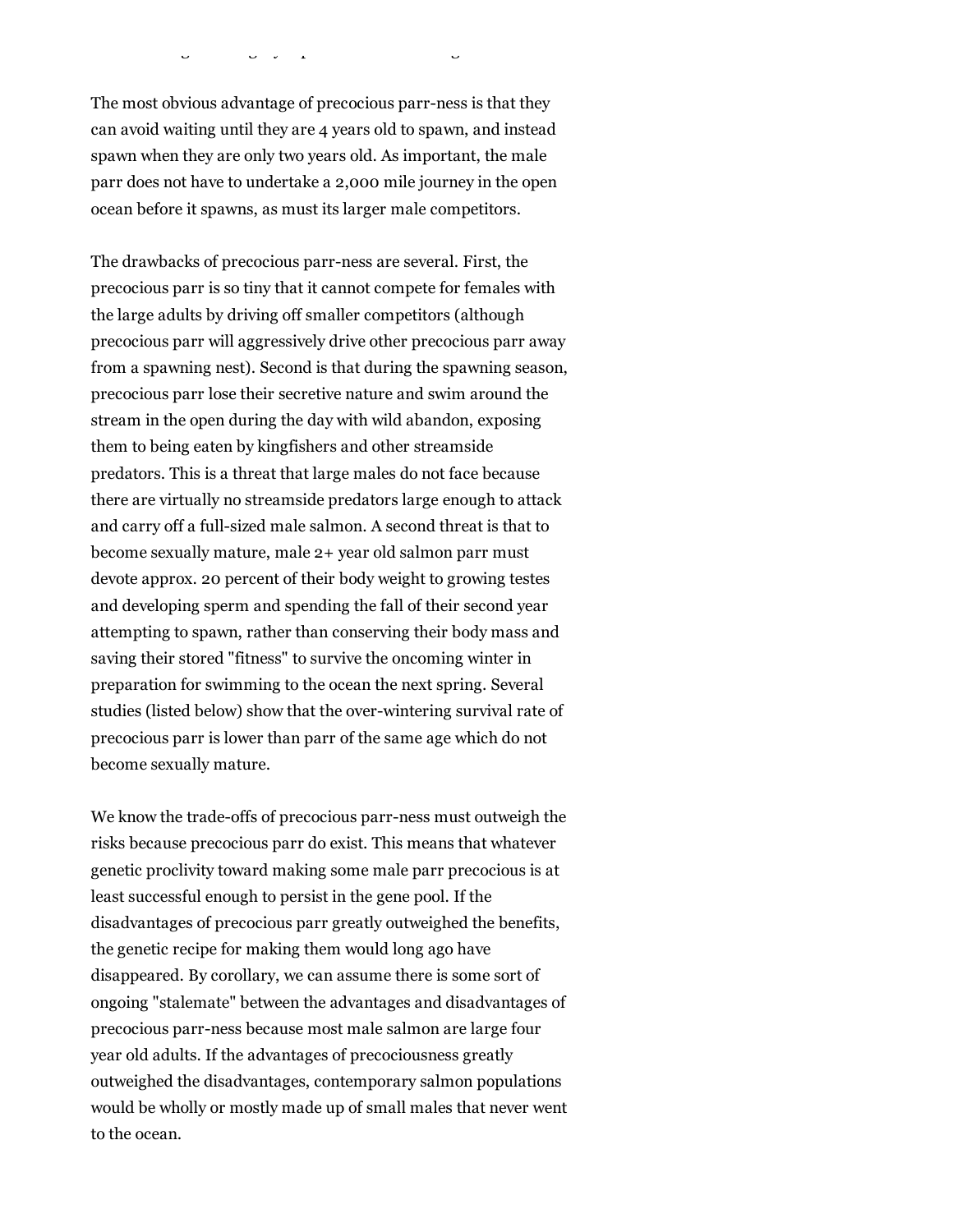The most obvious advantage of precocious parr-ness is that they can avoid waiting until they are 4 years old to spawn, and instead spawn when they are only two years old. As important, the male parr does not have to undertake a 2,000 mile journey in the open ocean before it spawns, as must its larger male competitors.

The drawbacks of precocious parr-ness are several. First, the precocious parr is so tiny that it cannot compete for females with the large adults by driving off smaller competitors (although precocious parr will aggressively drive other precocious parr away from a spawning nest). Second is that during the spawning season, precocious parr lose their secretive nature and swim around the stream in the open during the day with wild abandon, exposing them to being eaten by kingfishers and other streamside predators. This is a threat that large males do not face because there are virtually no streamside predators large enough to attack and carry off a full-sized male salmon. A second threat is that to become sexually mature, male 2+ year old salmon parr must devote approx. 20 percent of their body weight to growing testes and developing sperm and spending the fall of their second year attempting to spawn, rather than conserving their body mass and saving their stored "fitness" to survive the oncoming winter in preparation for swimming to the ocean the next spring. Several studies (listed below) show that the over-wintering survival rate of precocious parr is lower than parr of the same age which do not become sexually mature.

We know the trade-offs of precocious parr-ness must outweigh the risks because precocious parr do exist. This means that whatever genetic proclivity toward making some male parr precocious is at least successful enough to persist in the gene pool. If the disadvantages of precocious parr greatly outweighed the benefits, the genetic recipe for making them would long ago have disappeared. By corollary, we can assume there is some sort of ongoing "stalemate" between the advantages and disadvantages of precocious parr-ness because most male salmon are large four year old adults. If the advantages of precociousness greatly outweighed the disadvantages, contemporary salmon populations would be wholly or mostly made up of small males that never went to the ocean.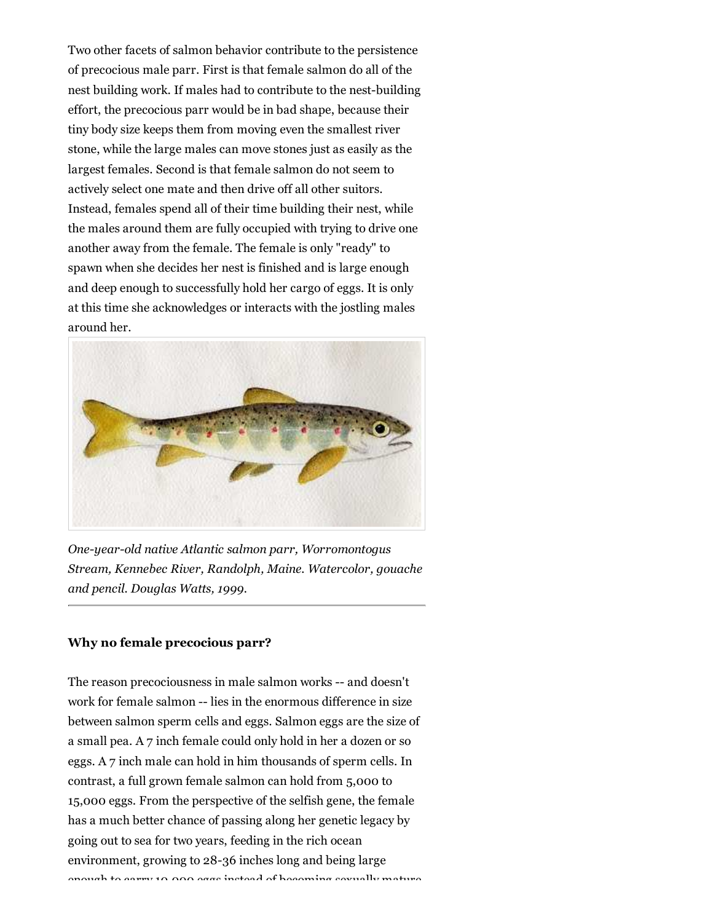Two other facets of salmon behavior contribute to the persistence of precocious male parr. First is that female salmon do all of the nest building work. If males had to contribute to the nest-building effort, the precocious parr would be in bad shape, because their tiny body size keeps them from moving even the smallest river stone, while the large males can move stones just as easily as the largest females. Second is that female salmon do not seem to actively select one mate and then drive off all other suitors. Instead, females spend all of their time building their nest, while the males around them are fully occupied with trying to drive one another away from the female. The female is only "ready" to spawn when she decides her nest is finished and is large enough and deep enough to successfully hold her cargo of eggs. It is only at this time she acknowledges or interacts with the jostling males around her.

*One-year-old native Atlantic salmon parr, Worromontogus Stream, Kennebec River, Randolph, Maine. Watercolor, gouache and pencil. Douglas Watts, 1999.*

---

**Why no female precocious parr?**

The reason precociousness in male salmon works -- and doesn't work for female salmon -- lies in the enormous difference in size between salmon sperm cells and eggs. Salmon eggs are the size of a small pea. A 7 inch female could only hold in her a dozen or so eggs. A 7 inch male can hold in him thousands of sperm cells. In contrast, a full grown female salmon can hold from 5,000 to 15,000 eggs. From the perspective of the selfish gene, the female has a much better chance of passing along her genetic legacy by going out to sea for two years, feeding in the rich ocean environment, growing to 28-36 inches long and being large enough to carry 10,000 eggs instead of becoming sexually mature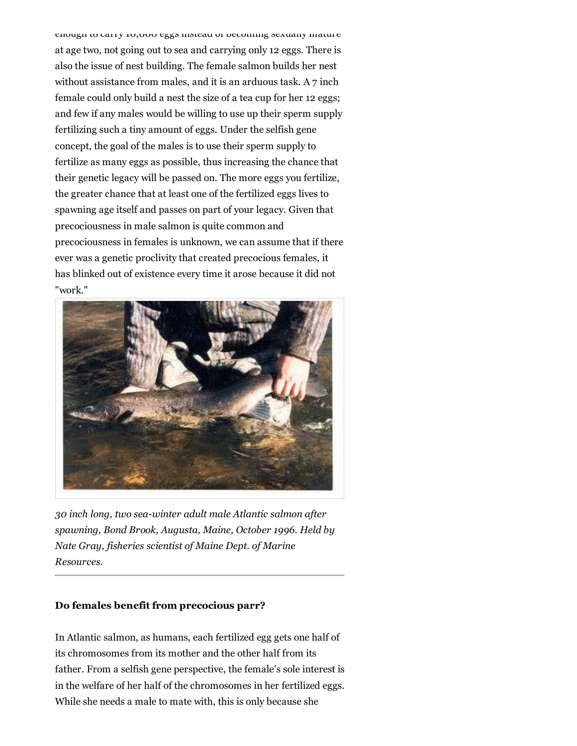enough to carry 10,000 eggs instead of becoming sexually mature at age two, not going out to sea and carrying only 12 eggs. There is also the issue of nest building. The female salmon builds her nest without assistance from males, and it is an arduous task. A 7 inch female could only build a nest the size of a tea cup for her 12 eggs; and few if any males would be willing to use up their sperm supply fertilizing such a tiny amount of eggs. Under the selfish gene concept, the goal of the males is to use their sperm supply to fertilize as many eggs as possible, thus increasing the chance that their genetic legacy will be passed on. The more eggs you fertilize, the greater chance that at least one of the fertilized eggs lives to spawning age itself and passes on part of your legacy. Given that precociousness in male salmon is quite common and precociousness in females is unknown, we can assume that if there ever was a genetic proclivity that created precocious females, it has blinked out of existence every time it arose because it did not "work."

*30 inch long, two sea-winter adult male Atlantic salmon after spawning, Bond Brook, Augusta, Maine, October 1996. Held by Nate Gray, fisheries scientist of Maine Dept. of Marine Resources.*

---

**Do females benefit from precocious parr?**

In Atlantic salmon, as humans, each fertilized egg gets one half of its chromosomes from its mother and the other half from its father. From a selfish gene perspective, the female's sole interest is in the welfare of her half of the chromosomes in her fertilized eggs. While she needs a male to mate with, this is only because she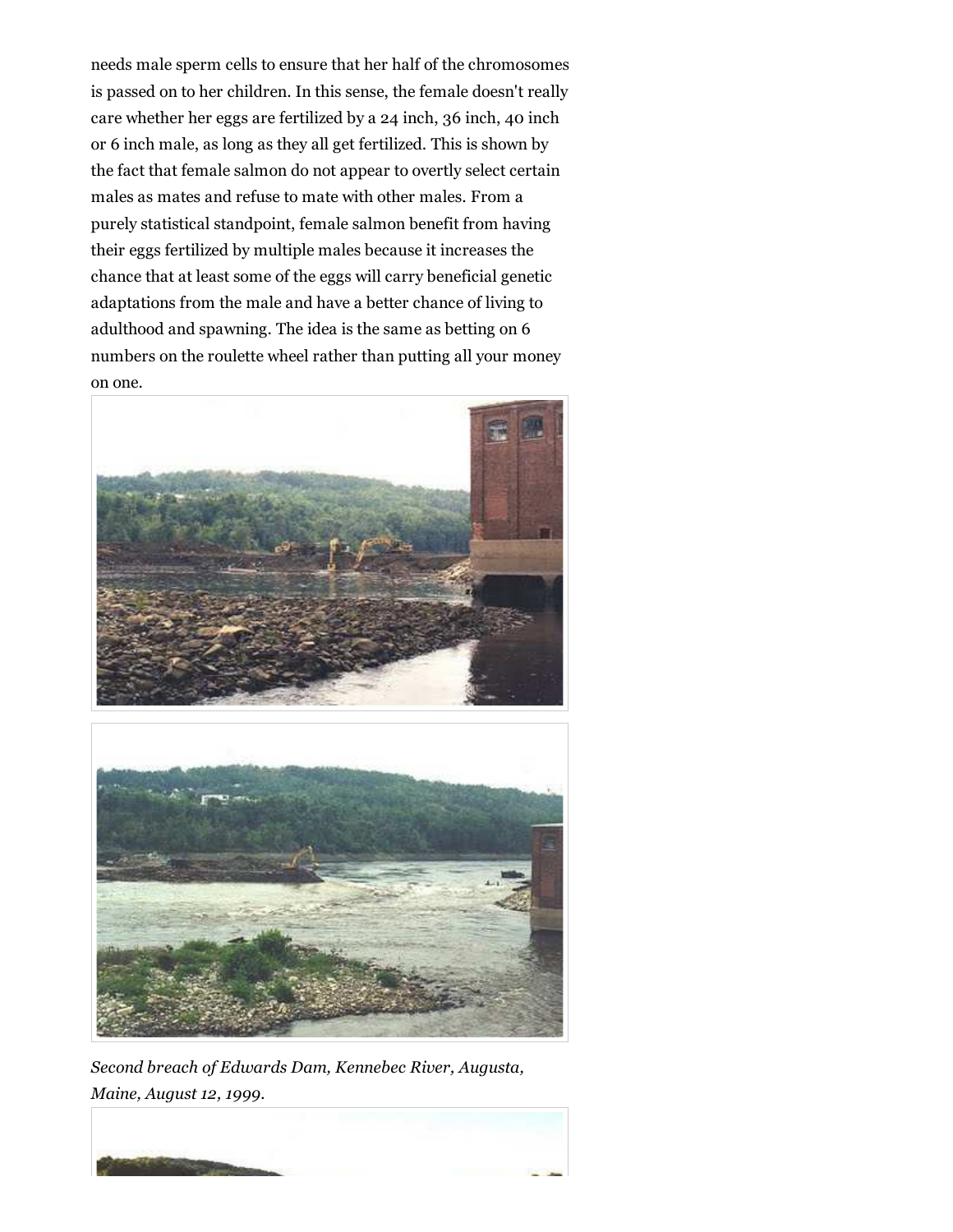needs male sperm cells to ensure that her half of the chromosomes is passed on to her children. In this sense, the female doesn't really care whether her eggs are fertilized by a 24 inch, 36 inch, 40 inch or 6 inch male, as long as they all get fertilized. This is shown by the fact that female salmon do not appear to overtly select certain males as mates and refuse to mate with other males. From a purely statistical standpoint, female salmon benefit from having their eggs fertilized by multiple males because it increases the chance that at least some of the eggs will carry beneficial genetic adaptations from the male and have a better chance of living to adulthood and spawning. The idea is the same as betting on 6 numbers on the roulette wheel rather than putting all your money on one.

*Second breach of Edwards Dam, Kennebec River, Augusta, Maine, August 12, 1999.*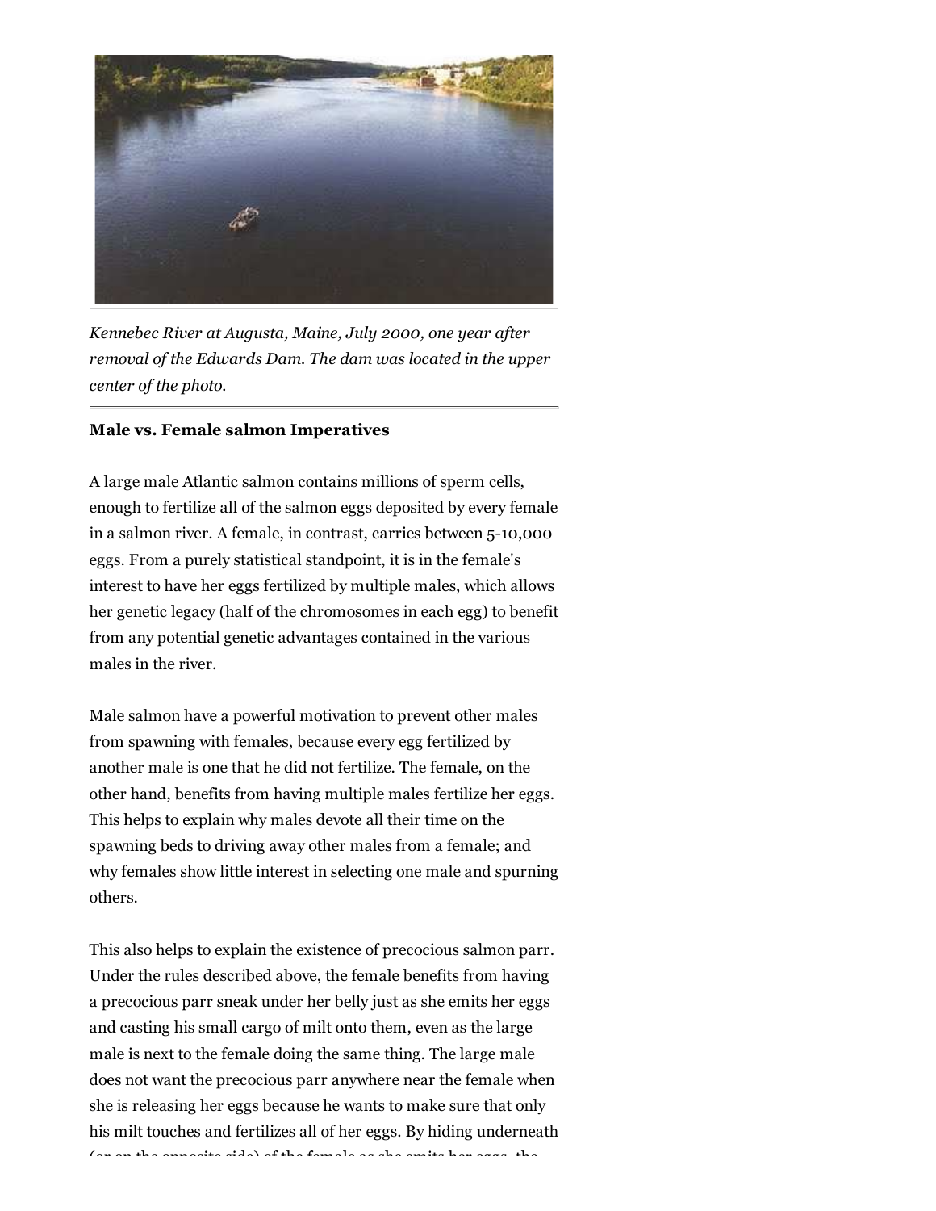*Kennebec River at Augusta, Maine, July 2000, one year after removal of the Edwards Dam. The dam was located in the upper center of the photo.*

---

**Male vs. Female salmon Imperatives**

A large male Atlantic salmon contains millions of sperm cells, enough to fertilize all of the salmon eggs deposited by every female in a salmon river. A female, in contrast, carries between 5-10,000 eggs. From a purely statistical standpoint, it is in the female's interest to have her eggs fertilized by multiple males, which allows her genetic legacy (half of the chromosomes in each egg) to benefit from any potential genetic advantages contained in the various males in the river.

Male salmon have a powerful motivation to prevent other males from spawning with females, because every egg fertilized by another male is one that he did not fertilize. The female, on the other hand, benefits from having multiple males fertilize her eggs. This helps to explain why males devote all their time on the spawning beds to driving away other males from a female; and why females show little interest in selecting one male and spurning others.

This also helps to explain the existence of precocious salmon parr. Under the rules described above, the female benefits from having a precocious parr sneak under her belly just as she emits her eggs and casting his small cargo of milt onto them, even as the large male is next to the female doing the same thing. The large male does not want the precocious parr anywhere near the female when she is releasing her eggs because he wants to make sure that only his milt touches and fertilizes all of her eggs. By hiding underneath (or on the opposite side) of the female as she emits her eggs, the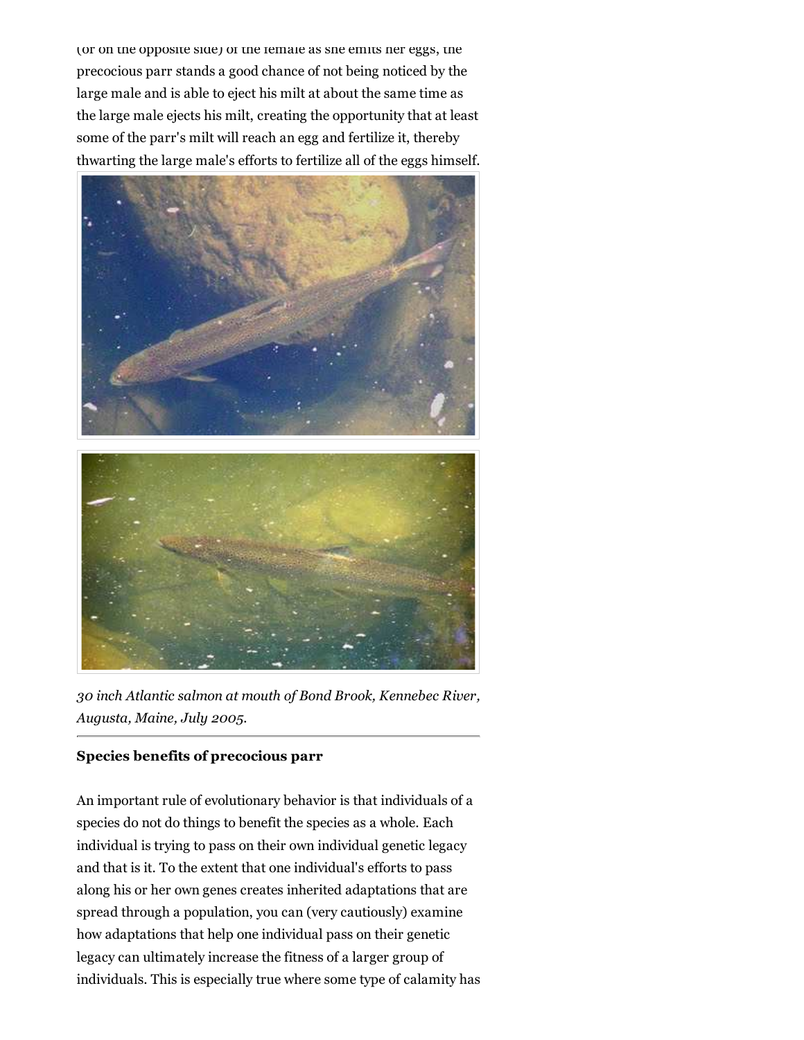(or on the opposite side) of the female as she emits her eggs, the precocious parr stands a good chance of not being noticed by the large male and is able to eject his milt at about the same time as the large male ejects his milt, creating the opportunity that at least some of the parr's milt will reach an egg and fertilize it, thereby thwarting the large male's efforts to fertilize all of the eggs himself.

*30 inch Atlantic salmon at mouth of Bond Brook, Kennebec River, Augusta, Maine, July 2005.*

---

**Species benefits of precocious parr**

An important rule of evolutionary behavior is that individuals of a species do not do things to benefit the species as a whole. Each individual is trying to pass on their own individual genetic legacy and that is it. To the extent that one individual's efforts to pass along his or her own genes creates inherited adaptations that are spread through a population, you can (very cautiously) examine how adaptations that help one individual pass on their genetic legacy can ultimately increase the fitness of a larger group of individuals. This is especially true where some type of calamity has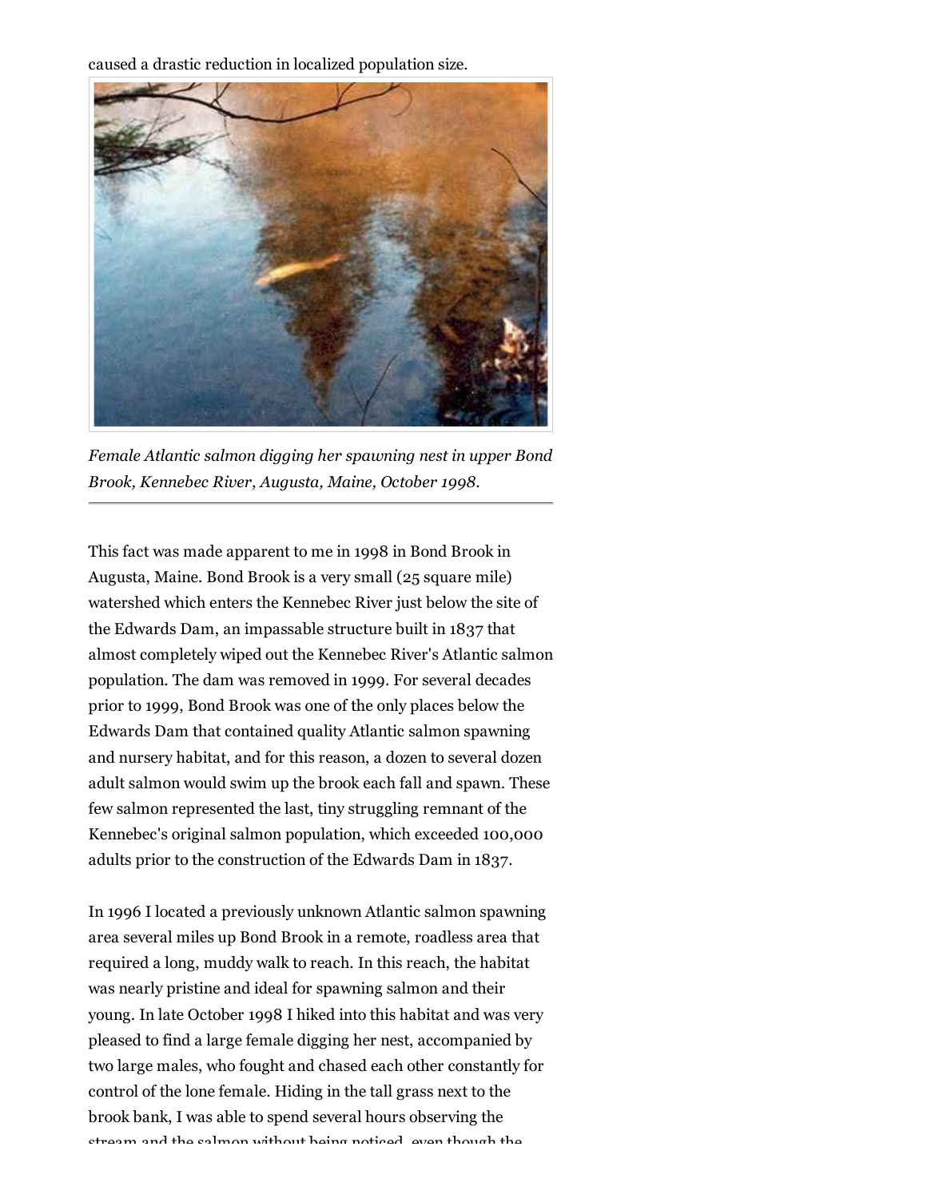caused a drastic reduction in localized population size.

*Female Atlantic salmon digging her spawning nest in upper Bond Brook, Kennebec River, Augusta, Maine, October 1998.*

This fact was made apparent to me in 1998 in Bond Brook in Augusta, Maine. Bond Brook is a very small (25 square mile) watershed which enters the Kennebec River just below the site of the Edwards Dam, an impassable structure built in 1837 that almost completely wiped out the Kennebec River's Atlantic salmon population. The dam was removed in 1999. For several decades prior to 1999, Bond Brook was one of the only places below the Edwards Dam that contained quality Atlantic salmon spawning and nursery habitat, and for this reason, a dozen to several dozen adult salmon would swim up the brook each fall and spawn. These few salmon represented the last, tiny struggling remnant of the Kennebec's original salmon population, which exceeded 100,000 adults prior to the construction of the Edwards Dam in 1837.

In 1996 I located a previously unknown Atlantic salmon spawning area several miles up Bond Brook in a remote, roadless area that required a long, muddy walk to reach. In this reach, the habitat was nearly pristine and ideal for spawning salmon and their young. In late October 1998 I hiked into this habitat and was very pleased to find a large female digging her nest, accompanied by two large males, who fought and chased each other constantly for control of the lone female. Hiding in the tall grass next to the brook bank, I was able to spend several hours observing the stream and the salmon without being noticed, even though the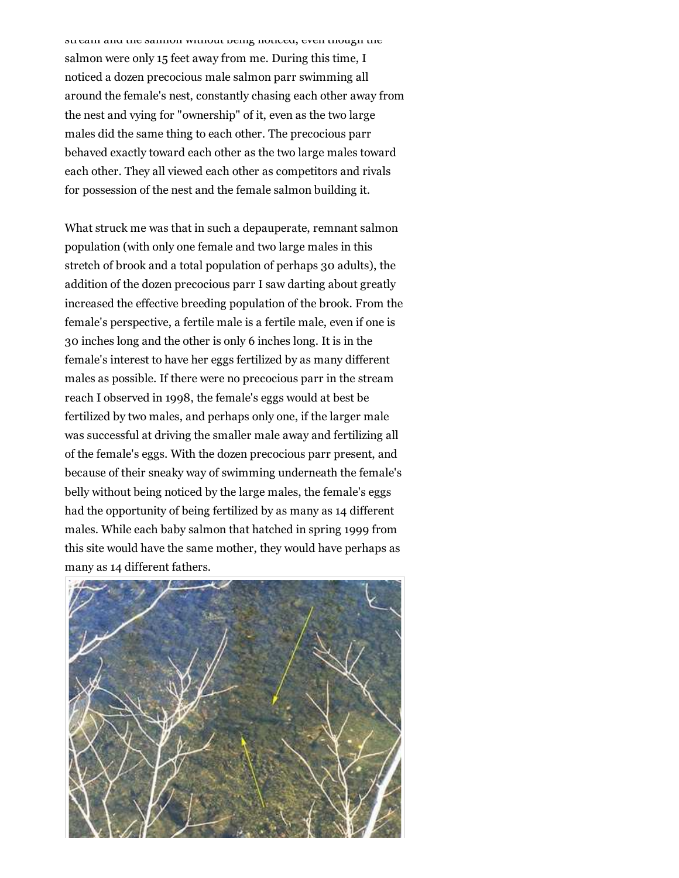stream and the salmon without being noticed, even though the salmon were only 15 feet away from me. During this time, I noticed a dozen precocious male salmon parr swimming all around the female's nest, constantly chasing each other away from the nest and vying for "ownership" of it, even as the two large males did the same thing to each other. The precocious parr behaved exactly toward each other as the two large males toward each other. They all viewed each other as competitors and rivals for possession of the nest and the female salmon building it.

What struck me was that in such a depauperate, remnant salmon population (with only one female and two large males in this stretch of brook and a total population of perhaps 30 adults), the addition of the dozen precocious parr I saw darting about greatly increased the effective breeding population of the brook. From the female's perspective, a fertile male is a fertile male, even if one is 30 inches long and the other is only 6 inches long. It is in the female's interest to have her eggs fertilized by as many different males as possible. If there were no precocious parr in the stream reach I observed in 1998, the female's eggs would at best be fertilized by two males, and perhaps only one, if the larger male was successful at driving the smaller male away and fertilizing all of the female's eggs. With the dozen precocious parr present, and because of their sneaky way of swimming underneath the female's belly without being noticed by the large males, the female's eggs had the opportunity of being fertilized by as many as 14 different males. While each baby salmon that hatched in spring 1999 from this site would have the same mother, they would have perhaps as many as 14 different fathers.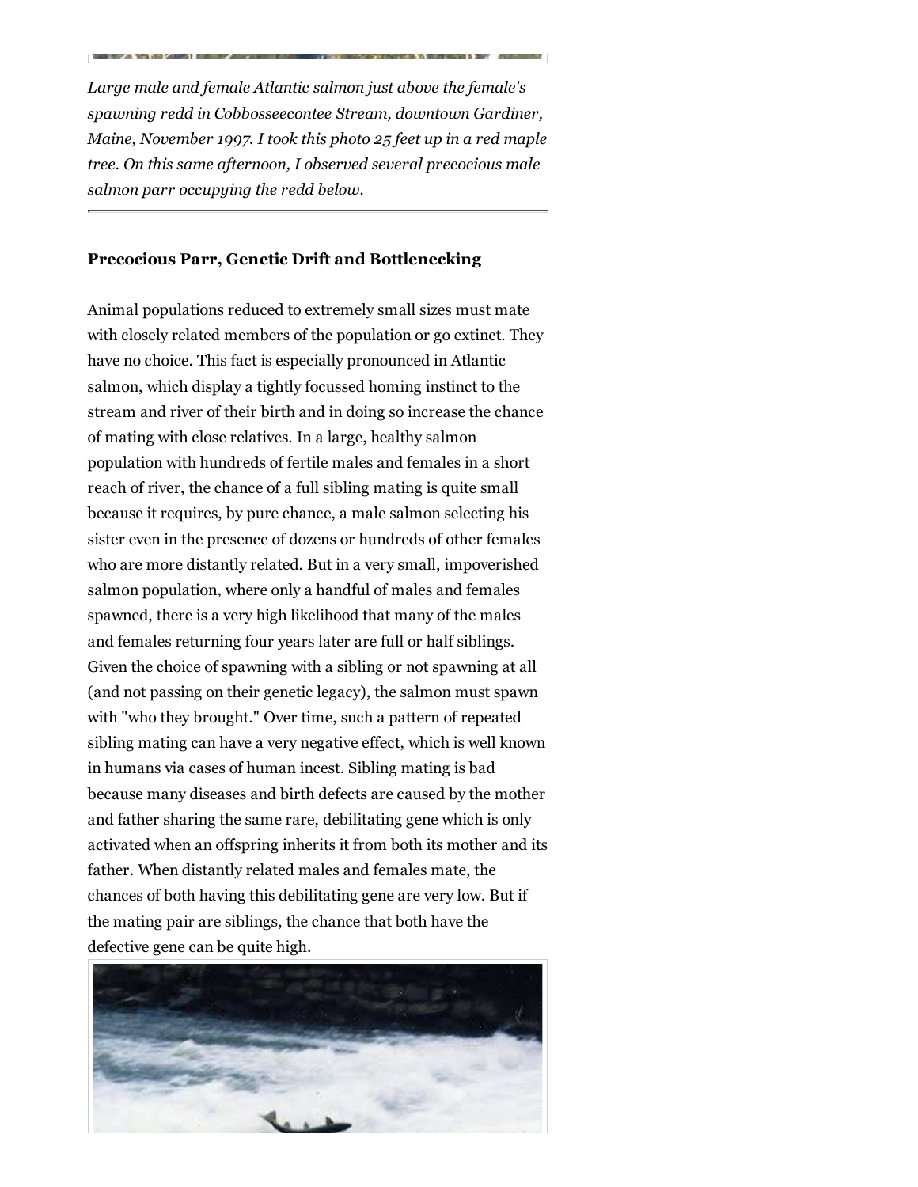*Large male and female Atlantic salmon just above the female's spawning redd in Cobbosseecontee Stream, downtown Gardiner, Maine, November 1997. I took this photo 25 feet up in a red maple tree. On this same afternoon, I observed several precocious male salmon parr occupying the redd below.*

**Precocious Parr, Genetic Drift and Bottlenecking**

Animal populations reduced to extremely small sizes must mate with closely related members of the population or go extinct. They have no choice. This fact is especially pronounced in Atlantic salmon, which display a tightly focussed homing instinct to the stream and river of their birth and in doing so increase the chance of mating with close relatives. In a large, healthy salmon population with hundreds of fertile males and females in a short reach of river, the chance of a full sibling mating is quite small because it requires, by pure chance, a male salmon selecting his sister even in the presence of dozens or hundreds of other females who are more distantly related. But in a very small, impoverished salmon population, where only a handful of males and females spawned, there is a very high likelihood that many of the males and females returning four years later are full or half siblings. Given the choice of spawning with a sibling or not spawning at all (and not passing on their genetic legacy), the salmon must spawn with "who they brought." Over time, such a pattern of repeated sibling mating can have a very negative effect, which is well known in humans via cases of human incest. Sibling mating is bad because many diseases and birth defects are caused by the mother and father sharing the same rare, debilitating gene which is only activated when an offspring inherits it from both its mother and its father. When distantly related males and females mate, the chances of both having this debilitating gene are very low. But if the mating pair are siblings, the chance that both have the defective gene can be quite high.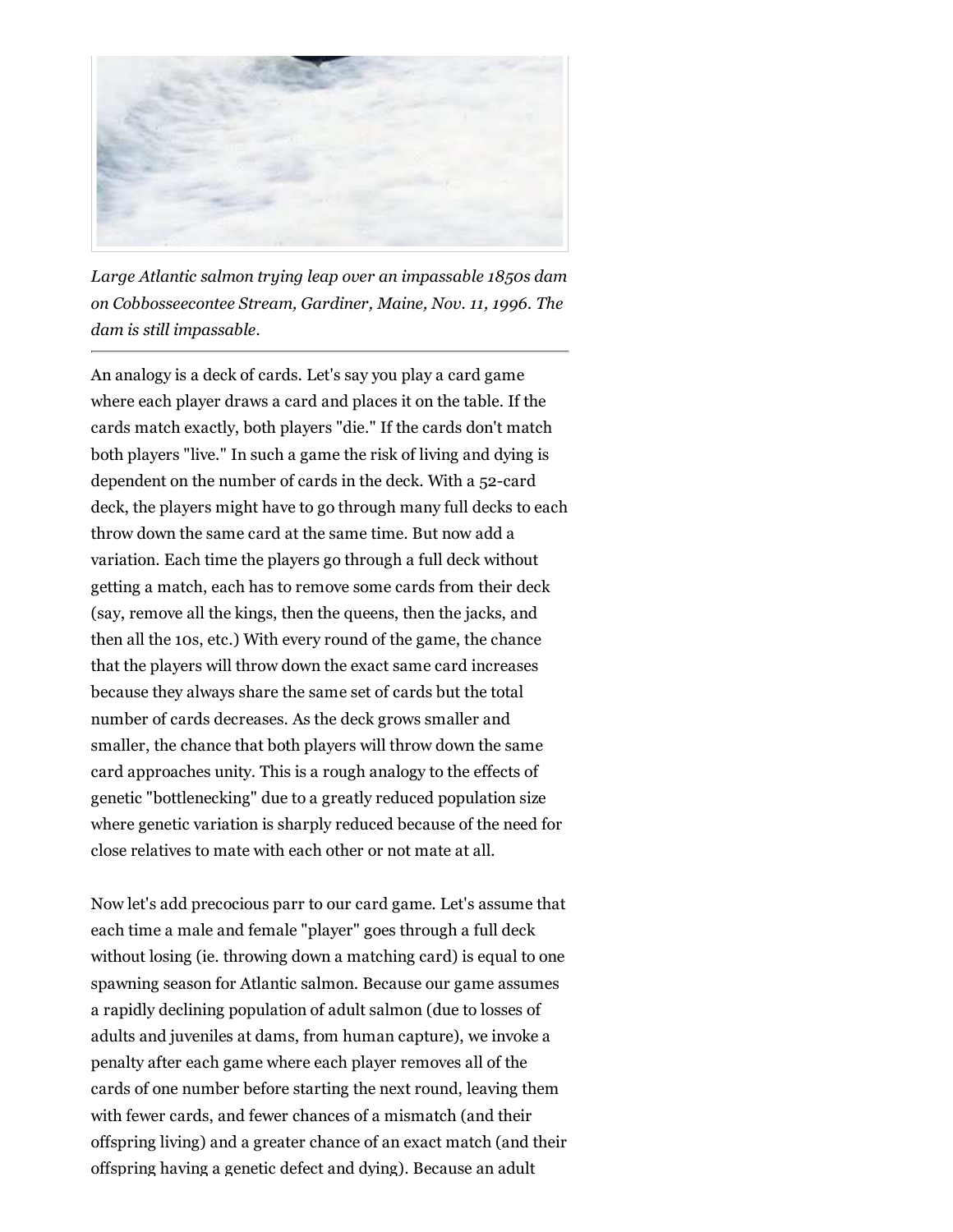*Large Atlantic salmon trying leap over an impassable 1850s dam on Cobbosseecontee Stream, Gardiner, Maine, Nov. 11, 1996. The dam is still impassable.*

---

An analogy is a deck of cards. Let's say you play a card game where each player draws a card and places it on the table. If the cards match exactly, both players "die." If the cards don't match both players "live." In such a game the risk of living and dying is dependent on the number of cards in the deck. With a 52-card deck, the players might have to go through many full decks to each throw down the same card at the same time. But now add a variation. Each time the players go through a full deck without getting a match, each has to remove some cards from their deck (say, remove all the kings, then the queens, then the jacks, and then all the 10s, etc.) With every round of the game, the chance that the players will throw down the exact same card increases because they always share the same set of cards but the total number of cards decreases. As the deck grows smaller and smaller, the chance that both players will throw down the same card approaches unity. This is a rough analogy to the effects of genetic "bottlenecking" due to a greatly reduced population size where genetic variation is sharply reduced because of the need for close relatives to mate with each other or not mate at all.

Now let's add precocious parr to our card game. Let's assume that each time a male and female "player" goes through a full deck without losing (ie. throwing down a matching card) is equal to one spawning season for Atlantic salmon. Because our game assumes a rapidly declining population of adult salmon (due to losses of adults and juveniles at dams, from human capture), we invoke a penalty after each game where each player removes all of the cards of one number before starting the next round, leaving them with fewer cards, and fewer chances of a mismatch (and their offspring living) and a greater chance of an exact match (and their offspring having a genetic defect and dying). Because an adult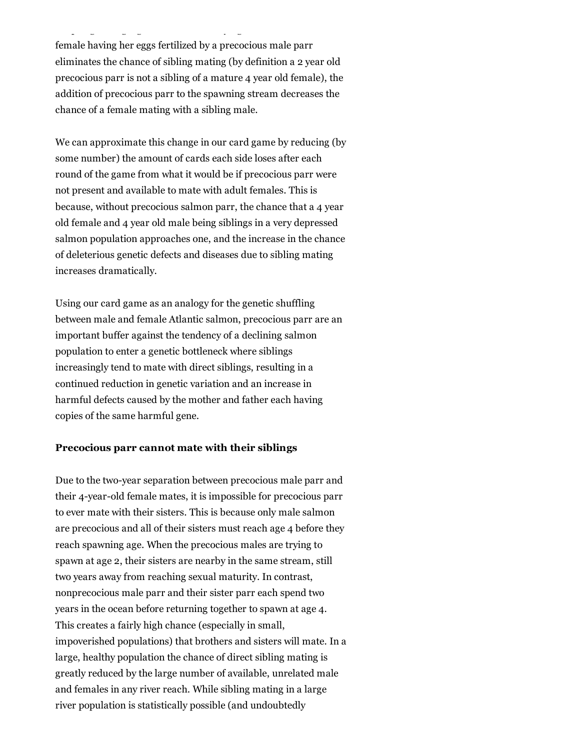female having her eggs fertilized by a precocious male parr eliminates the chance of sibling mating (by definition a 2 year old precocious parr is not a sibling of a mature 4 year old female), the addition of precocious parr to the spawning stream decreases the chance of a female mating with a sibling male.

We can approximate this change in our card game by reducing (by some number) the amount of cards each side loses after each round of the game from what it would be if precocious parr were not present and available to mate with adult females. This is because, without precocious salmon parr, the chance that a 4 year old female and 4 year old male being siblings in a very depressed salmon population approaches one, and the increase in the chance of deleterious genetic defects and diseases due to sibling mating increases dramatically.

Using our card game as an analogy for the genetic shuffling between male and female Atlantic salmon, precocious parr are an important buffer against the tendency of a declining salmon population to enter a genetic bottleneck where siblings increasingly tend to mate with direct siblings, resulting in a continued reduction in genetic variation and an increase in harmful defects caused by the mother and father each having copies of the same harmful gene.

**Precocious parr cannot mate with their siblings**

Due to the two-year separation between precocious male parr and their 4-year-old female mates, it is impossible for precocious parr to ever mate with their sisters. This is because only male salmon are precocious and all of their sisters must reach age 4 before they reach spawning age. When the precocious males are trying to spawn at age 2, their sisters are nearby in the same stream, still two years away from reaching sexual maturity. In contrast, nonprecocious male parr and their sister parr each spend two years in the ocean before returning together to spawn at age 4. This creates a fairly high chance (especially in small, impoverished populations) that brothers and sisters will mate. In a large, healthy population the chance of direct sibling mating is greatly reduced by the large number of available, unrelated male and females in any river reach. While sibling mating in a large river population is statistically possible (and undoubtedly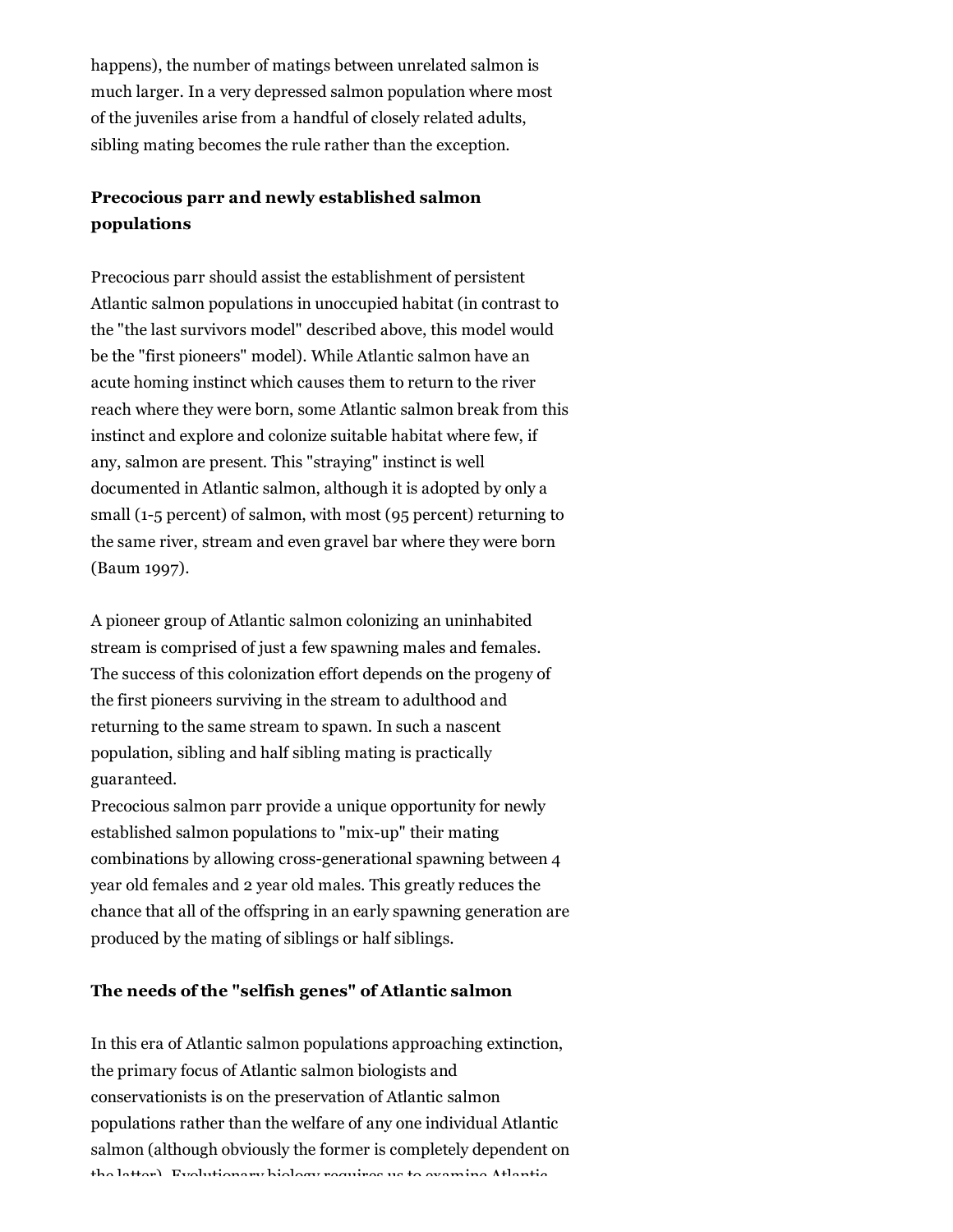happens), the number of matings between unrelated salmon is much larger. In a very depressed salmon population where most of the juveniles arise from a handful of closely related adults, sibling mating becomes the rule rather than the exception.

### Precocious parr and newly established salmon populations

Precocious parr should assist the establishment of persistent Atlantic salmon populations in unoccupied habitat (in contrast to the "the last survivors model" described above, this model would be the "first pioneers" model). While Atlantic salmon have an acute homing instinct which causes them to return to the river reach where they were born, some Atlantic salmon break from this instinct and explore and colonize suitable habitat where few, if any, salmon are present. This "straying" instinct is well documented in Atlantic salmon, although it is adopted by only a small (1-5 percent) of salmon, with most (95 percent) returning to the same river, stream and even gravel bar where they were born (Baum 1997).

A pioneer group of Atlantic salmon colonizing an uninhabited stream is comprised of just a few spawning males and females. The success of this colonization effort depends on the progeny of the first pioneers surviving in the stream to adulthood and returning to the same stream to spawn. In such a nascent population, sibling and half sibling mating is practically guaranteed.
Precocious salmon parr provide a unique opportunity for newly established salmon populations to "mix-up" their mating combinations by allowing cross-generational spawning between 4 year old females and 2 year old males. This greatly reduces the chance that all of the offspring in an early spawning generation are produced by the mating of siblings or half siblings.

### The needs of the "selfish genes" of Atlantic salmon

In this era of Atlantic salmon populations approaching extinction, the primary focus of Atlantic salmon biologists and conservationists is on the preservation of Atlantic salmon populations rather than the welfare of any one individual Atlantic salmon (although obviously the former is completely dependent on the latter). Evolutionary biology requires us to examine Atlantic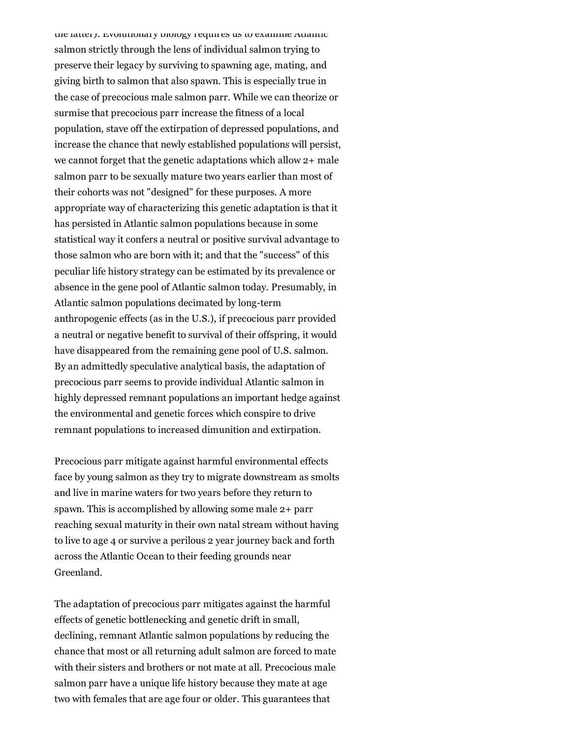the latter). Evolutionary biology requires us to examine Atlantic salmon strictly through the lens of individual salmon trying to preserve their legacy by surviving to spawning age, mating, and giving birth to salmon that also spawn. This is especially true in the case of precocious male salmon parr. While we can theorize or surmise that precocious parr increase the fitness of a local population, stave off the extirpation of depressed populations, and increase the chance that newly established populations will persist, we cannot forget that the genetic adaptations which allow 2+ male salmon parr to be sexually mature two years earlier than most of their cohorts was not "designed" for these purposes. A more appropriate way of characterizing this genetic adaptation is that it has persisted in Atlantic salmon populations because in some statistical way it confers a neutral or positive survival advantage to those salmon who are born with it; and that the "success" of this peculiar life history strategy can be estimated by its prevalence or absence in the gene pool of Atlantic salmon today. Presumably, in Atlantic salmon populations decimated by long-term anthropogenic effects (as in the U.S.), if precocious parr provided a neutral or negative benefit to survival of their offspring, it would have disappeared from the remaining gene pool of U.S. salmon. By an admittedly speculative analytical basis, the adaptation of precocious parr seems to provide individual Atlantic salmon in highly depressed remnant populations an important hedge against the environmental and genetic forces which conspire to drive remnant populations to increased dimunition and extirpation.

Precocious parr mitigate against harmful environmental effects face by young salmon as they try to migrate downstream as smolts and live in marine waters for two years before they return to spawn. This is accomplished by allowing some male 2+ parr reaching sexual maturity in their own natal stream without having to live to age 4 or survive a perilous 2 year journey back and forth across the Atlantic Ocean to their feeding grounds near Greenland.

The adaptation of precocious parr mitigates against the harmful effects of genetic bottlenecking and genetic drift in small, declining, remnant Atlantic salmon populations by reducing the chance that most or all returning adult salmon are forced to mate with their sisters and brothers or not mate at all. Precocious male salmon parr have a unique life history because they mate at age two with females that are age four or older. This guarantees that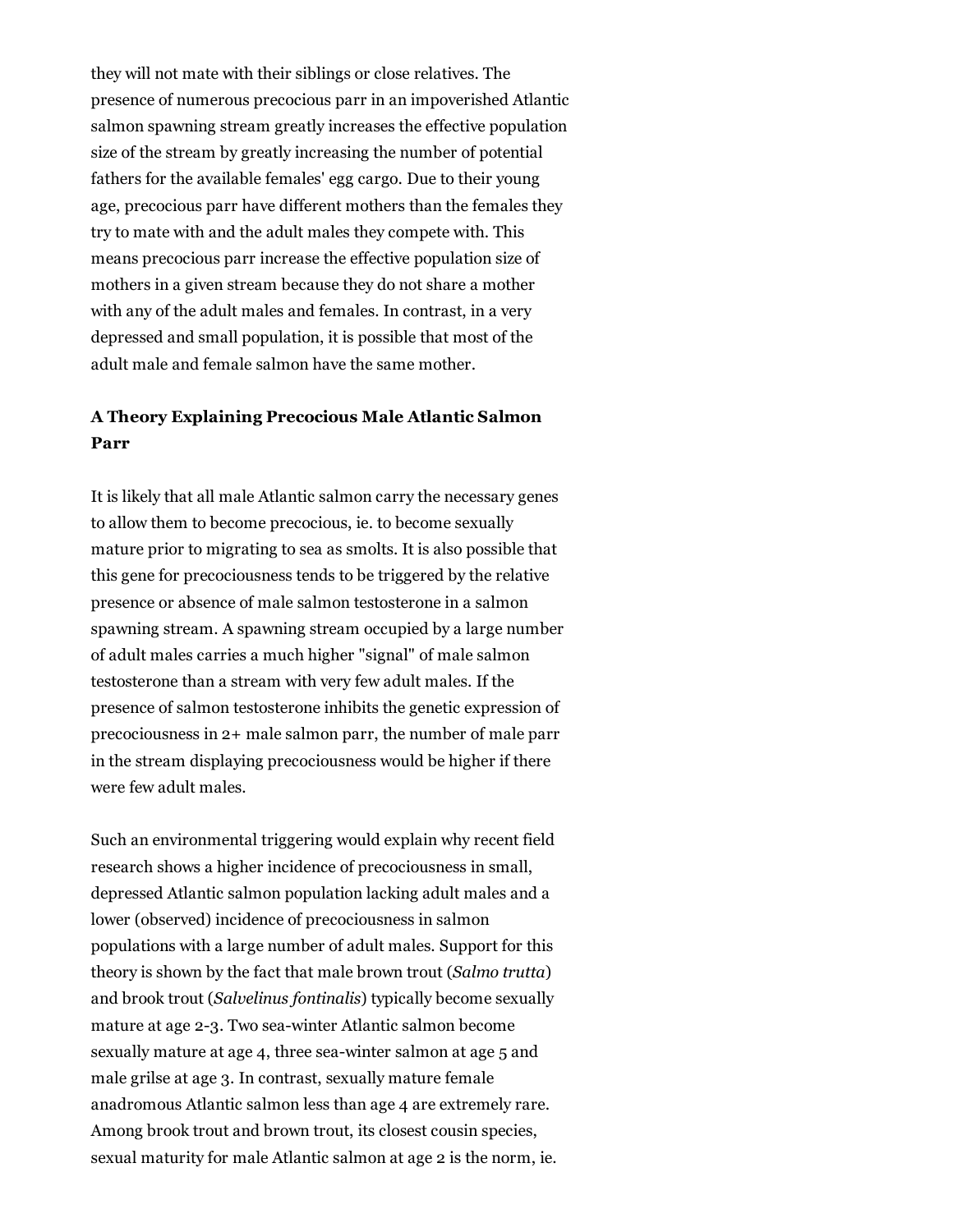they will not mate with their siblings or close relatives. The presence of numerous precocious parr in an impoverished Atlantic salmon spawning stream greatly increases the effective population size of the stream by greatly increasing the number of potential fathers for the available females' egg cargo. Due to their young age, precocious parr have different mothers than the females they try to mate with and the adult males they compete with. This means precocious parr increase the effective population size of mothers in a given stream because they do not share a mother with any of the adult males and females. In contrast, in a very depressed and small population, it is possible that most of the adult male and female salmon have the same mother.

### A Theory Explaining Precocious Male Atlantic Salmon Parr

It is likely that all male Atlantic salmon carry the necessary genes to allow them to become precocious, ie. to become sexually mature prior to migrating to sea as smolts. It is also possible that this gene for precociousness tends to be triggered by the relative presence or absence of male salmon testosterone in a salmon spawning stream. A spawning stream occupied by a large number of adult males carries a much higher "signal" of male salmon testosterone than a stream with very few adult males. If the presence of salmon testosterone inhibits the genetic expression of precociousness in 2+ male salmon parr, the number of male parr in the stream displaying precociousness would be higher if there were few adult males.

Such an environmental triggering would explain why recent field research shows a higher incidence of precociousness in small, depressed Atlantic salmon population lacking adult males and a lower (observed) incidence of precociousness in salmon populations with a large number of adult males. Support for this theory is shown by the fact that male brown trout (*Salmo trutta*) and brook trout (*Salvelinus fontinalis*) typically become sexually mature at age 2-3. Two sea-winter Atlantic salmon become sexually mature at age 4, three sea-winter salmon at age 5 and male grilse at age 3. In contrast, sexually mature female anadromous Atlantic salmon less than age 4 are extremely rare. Among brook trout and brown trout, its closest cousin species, sexual maturity for male Atlantic salmon at age 2 is the norm, ie.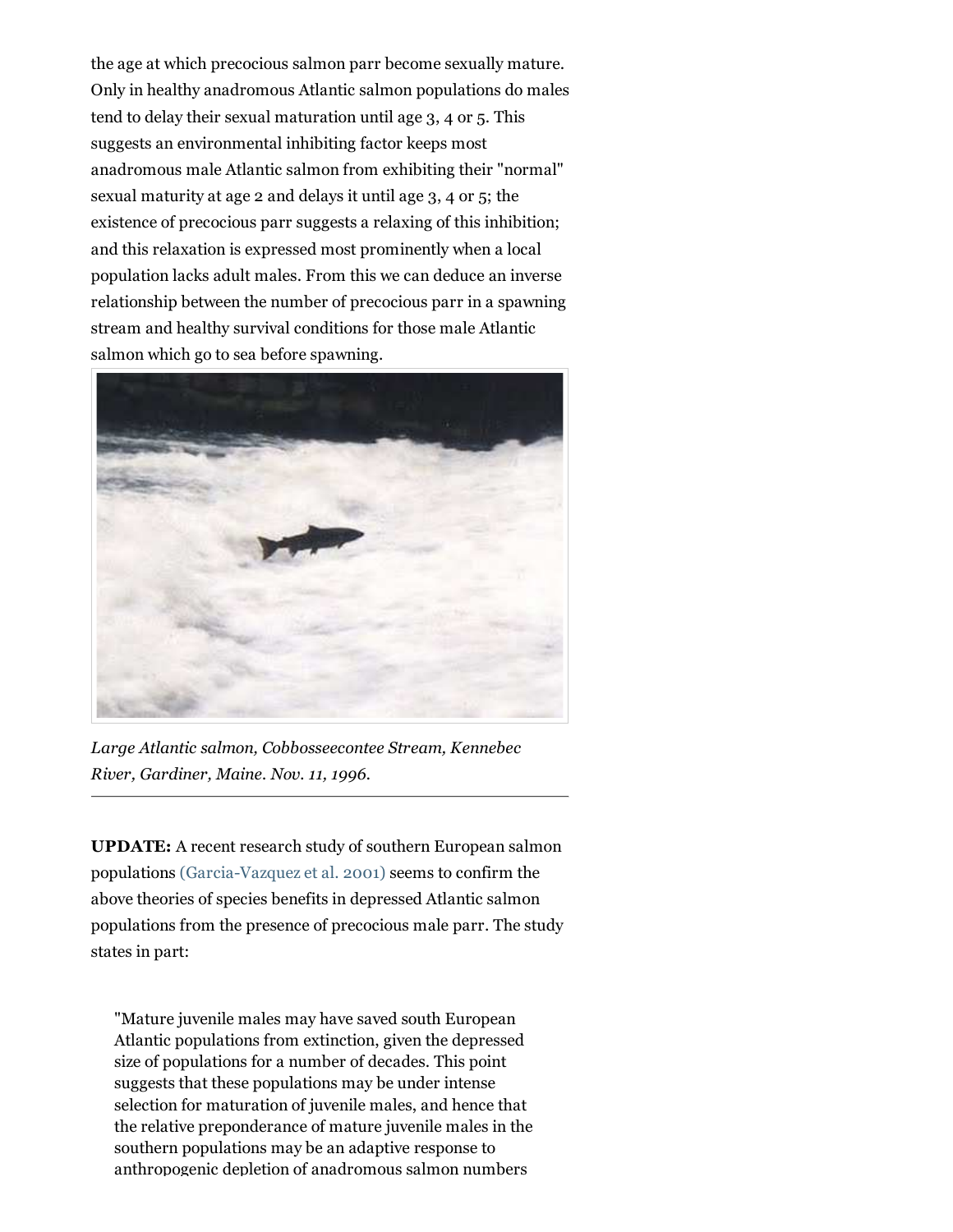the age at which precocious salmon parr become sexually mature. Only in healthy anadromous Atlantic salmon populations do males tend to delay their sexual maturation until age 3, 4 or 5. This suggests an environmental inhibiting factor keeps most anadromous male Atlantic salmon from exhibiting their "normal" sexual maturity at age 2 and delays it until age 3, 4 or 5; the existence of precocious parr suggests a relaxing of this inhibition; and this relaxation is expressed most prominently when a local population lacks adult males. From this we can deduce an inverse relationship between the number of precocious parr in a spawning stream and healthy survival conditions for those male Atlantic salmon which go to sea before spawning.

*Large Atlantic salmon, Cobbosseecontee Stream, Kennebec River, Gardiner, Maine. Nov. 11, 1996.*

---

**UPDATE:** A recent research study of southern European salmon populations (Garcia-Vazquez et al. 2001) seems to confirm the above theories of species benefits in depressed Atlantic salmon populations from the presence of precocious male parr. The study states in part:

> "Mature juvenile males may have saved south European Atlantic populations from extinction, given the depressed size of populations for a number of decades. This point suggests that these populations may be under intense selection for maturation of juvenile males, and hence that the relative preponderance of mature juvenile males in the southern populations may be an adaptive response to anthropogenic depletion of anadromous salmon numbers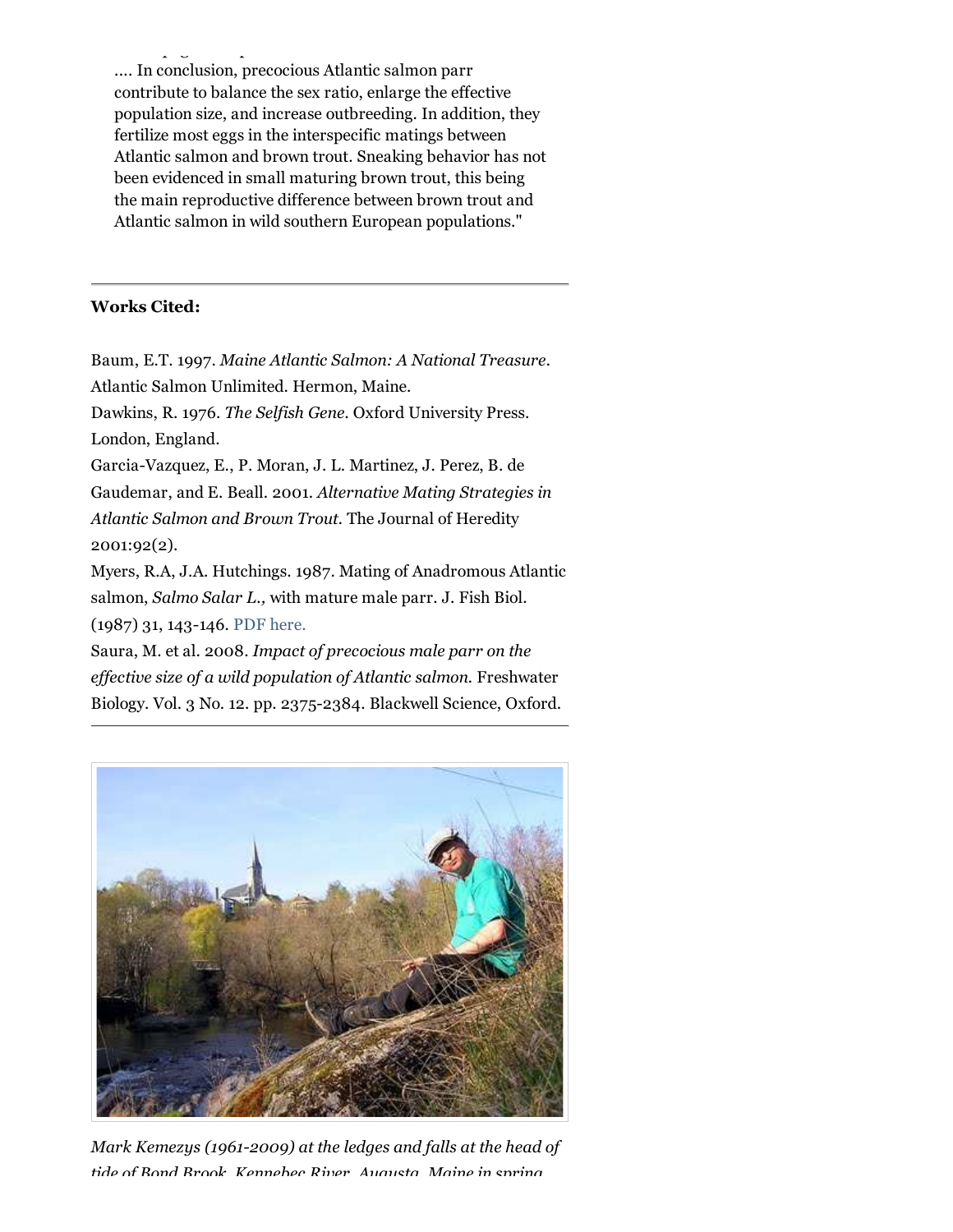.... In conclusion, precocious Atlantic salmon parr contribute to balance the sex ratio, enlarge the effective population size, and increase outbreeding. In addition, they fertilize most eggs in the interspecific matings between Atlantic salmon and brown trout. Sneaking behavior has not been evidenced in small maturing brown trout, this being the main reproductive difference between brown trout and Atlantic salmon in wild southern European populations."

---

**Works Cited:**

Baum, E.T. 1997. *Maine Atlantic Salmon: A National Treasure*. Atlantic Salmon Unlimited. Hermon, Maine.
Dawkins, R. 1976. *The Selfish Gene*. Oxford University Press. London, England.
Garcia-Vazquez, E., P. Moran, J. L. Martinez, J. Perez, B. de Gaudemar, and E. Beall. 2001. *Alternative Mating Strategies in Atlantic Salmon and Brown Trout*. The Journal of Heredity 2001:92(2).
Myers, R.A, J.A. Hutchings. 1987. Mating of Anadromous Atlantic salmon, *Salmo Salar L.,* with mature male parr. J. Fish Biol. (1987) 31, 143-146. PDF here.
Saura, M. et al. 2008. *Impact of precocious male parr on the effective size of a wild population of Atlantic salmon*. Freshwater Biology. Vol. 3 No. 12. pp. 2375-2384. Blackwell Science, Oxford.

---

*Mark Kemezys (1961-2009) at the ledges and falls at the head of tide of Bond Brook, Kennebec River, Augusta, Maine in spring*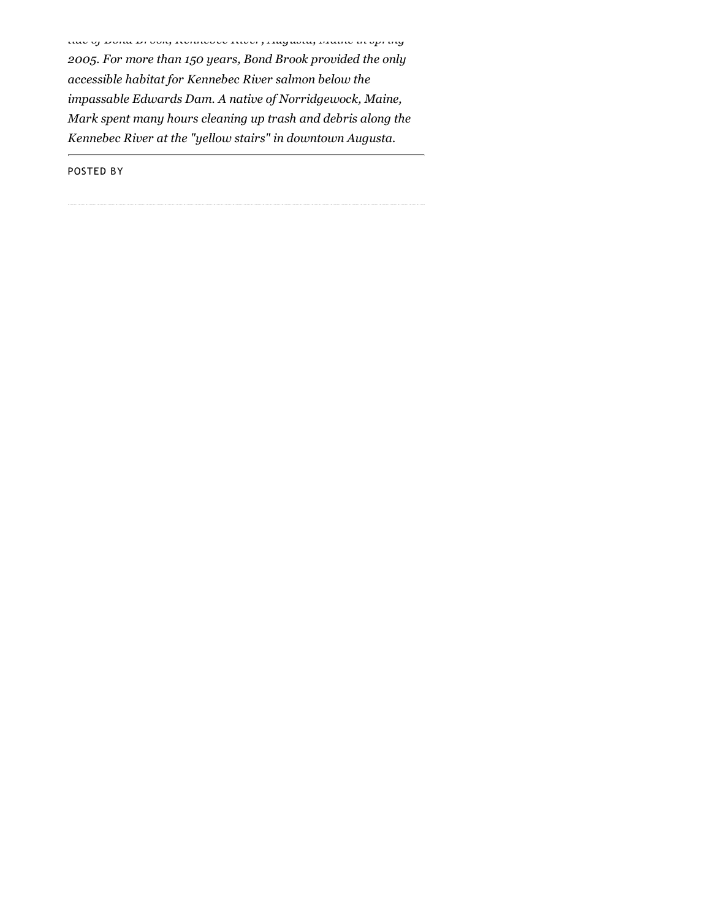*tide of Bond Brook, Kennebec River, Augusta, Maine in spring 2005. For more than 150 years, Bond Brook provided the only accessible habitat for Kennebec River salmon below the impassable Edwards Dam. A native of Norridgewock, Maine, Mark spent many hours cleaning up trash and debris along the Kennebec River at the "yellow stairs" in downtown Augusta.*

---

POSTED BY